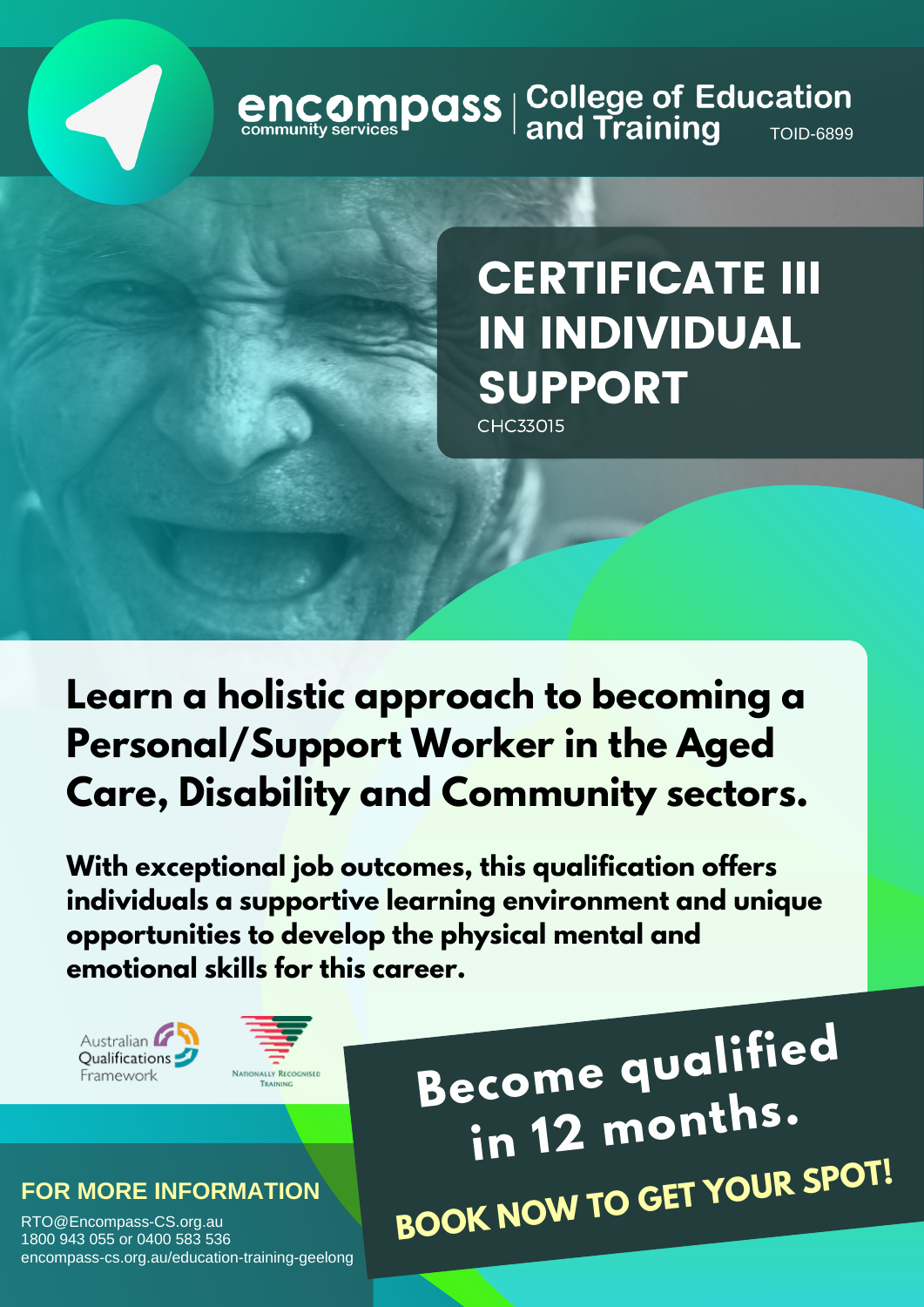encompass community services | College of Education and Training TOID-6899

# CERTIFICATE III IN INDIVIDUAL SUPPORT

CHC33015

## Learn a holistic approach to becoming a Personal/Support Worker in the Aged Care, Disability and Community sectors.

**With exceptional job outcomes, this qualification offers individuals a supportive learning environment and unique opportunities to develop the physical mental and emotional skills for this career.**

Australian Qualifications Framework

Nationally Recognised Training

## Become qualified in 12 months.

**BOOK NOW TO GET YOUR SPOT!**

### FOR MORE INFORMATION

RTO@Encompass-CS.org.au
1800 943 055 or 0400 583 536
encompass-cs.org.au/education-training-geelong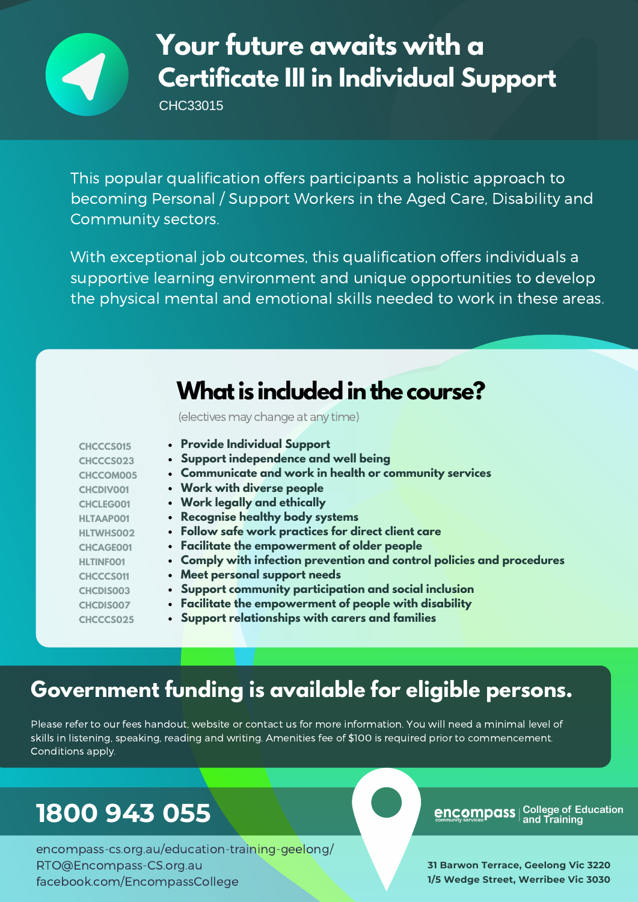# Your future awaits with a Certificate III in Individual Support

CHC33015

This popular qualification offers participants a holistic approach to becoming Personal / Support Workers in the Aged Care, Disability and Community sectors.

With exceptional job outcomes, this qualification offers individuals a supportive learning environment and unique opportunities to develop the physical mental and emotional skills needed to work in these areas.

## What is included in the course?

(electives may change at any time)

| | |
|---|---|
| CHCCCS015 | **Provide Individual Support** |
| CHCCCS023 | **Support independence and well being** |
| CHCCOM005 | **Communicate and work in health or community services** |
| CHCDIV001 | **Work with diverse people** |
| CHCLEG001 | **Work legally and ethically** |
| HLTAAP001 | **Recognise healthy body systems** |
| HLTWHS002 | **Follow safe work practices for direct client care** |
| CHCAGE001 | **Facilitate the empowerment of older people** |
| HLTINF001 | **Comply with infection prevention and control policies and procedures** |
| CHCCCS011 | **Meet personal support needs** |
| CHCDIS003 | **Support community participation and social inclusion** |
| CHCDIS007 | **Facilitate the empowerment of people with disability** |
| CHCCCS025 | **Support relationships with carers and families** |

## Government funding is available for eligible persons.

Please refer to our fees handout, website or contact us for more information. You will need a minimal level of skills in listening, speaking, reading and writing. Amenities fee of $100 is required prior to commencement. Conditions apply.

**1800 943 055**

encompass-cs.org.au/education-training-geelong/
RTO@Encompass-CS.org.au
facebook.com/EncompassCollege

encompass community services | College of Education and Training

**31 Barwon Terrace, Geelong Vic 3220**
**1/5 Wedge Street, Werribee Vic 3030**